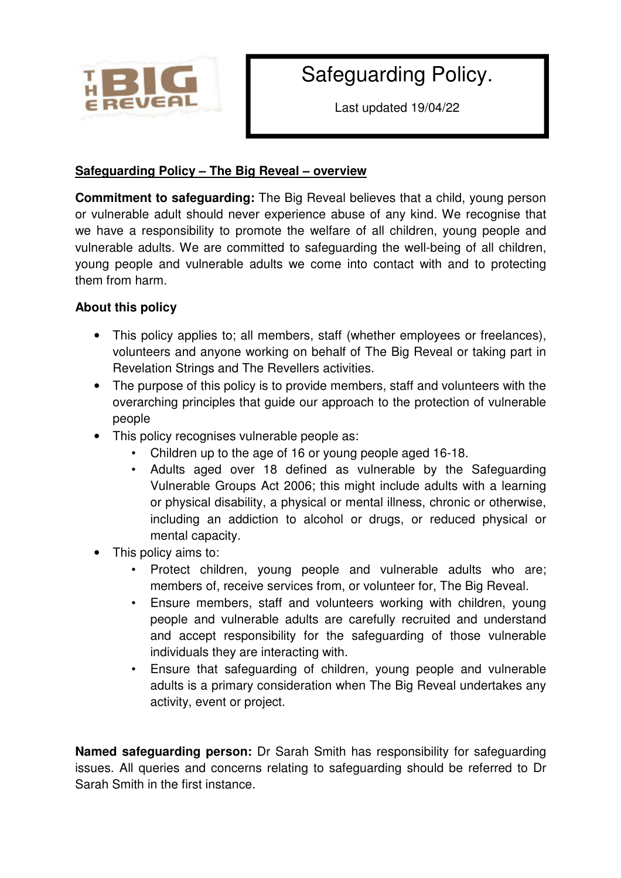# Safeguarding Policy.

Last updated 19/04/22

**Safeguarding Policy – The Big Reveal – overview**

**Commitment to safeguarding:** The Big Reveal believes that a child, young person or vulnerable adult should never experience abuse of any kind. We recognise that we have a responsibility to promote the welfare of all children, young people and vulnerable adults. We are committed to safeguarding the well-being of all children, young people and vulnerable adults we come into contact with and to protecting them from harm.

**About this policy**

- This policy applies to; all members, staff (whether employees or freelances), volunteers and anyone working on behalf of The Big Reveal or taking part in Revelation Strings and The Revellers activities.
- The purpose of this policy is to provide members, staff and volunteers with the overarching principles that guide our approach to the protection of vulnerable people
- This policy recognises vulnerable people as:
  - Children up to the age of 16 or young people aged 16-18.
  - Adults aged over 18 defined as vulnerable by the Safeguarding Vulnerable Groups Act 2006; this might include adults with a learning or physical disability, a physical or mental illness, chronic or otherwise, including an addiction to alcohol or drugs, or reduced physical or mental capacity.
- This policy aims to:
  - Protect children, young people and vulnerable adults who are; members of, receive services from, or volunteer for, The Big Reveal.
  - Ensure members, staff and volunteers working with children, young people and vulnerable adults are carefully recruited and understand and accept responsibility for the safeguarding of those vulnerable individuals they are interacting with.
  - Ensure that safeguarding of children, young people and vulnerable adults is a primary consideration when The Big Reveal undertakes any activity, event or project.

**Named safeguarding person:** Dr Sarah Smith has responsibility for safeguarding issues. All queries and concerns relating to safeguarding should be referred to Dr Sarah Smith in the first instance.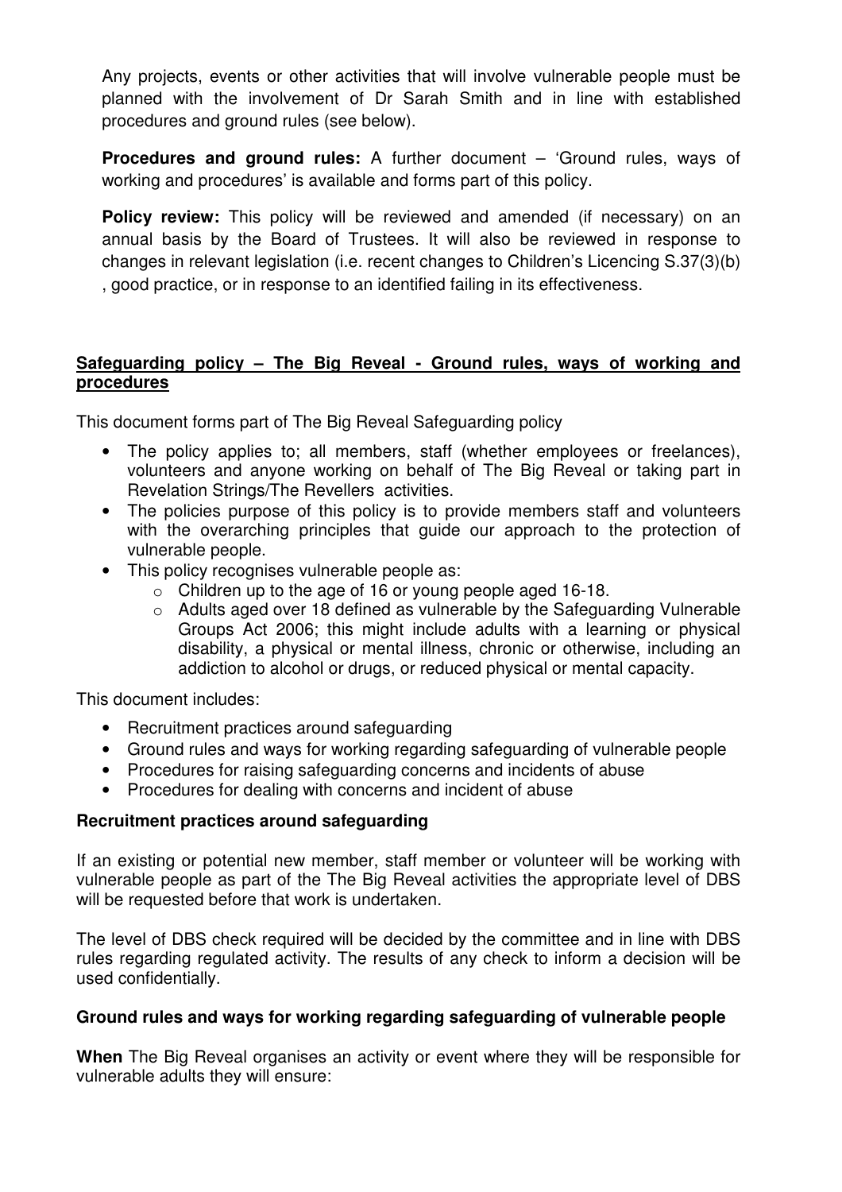Any projects, events or other activities that will involve vulnerable people must be planned with the involvement of Dr Sarah Smith and in line with established procedures and ground rules (see below).

**Procedures and ground rules:** A further document – 'Ground rules, ways of working and procedures' is available and forms part of this policy.

**Policy review:** This policy will be reviewed and amended (if necessary) on an annual basis by the Board of Trustees. It will also be reviewed in response to changes in relevant legislation (i.e. recent changes to Children's Licencing S.37(3)(b) , good practice, or in response to an identified failing in its effectiveness.

## Safeguarding policy – The Big Reveal - Ground rules, ways of working and procedures

This document forms part of The Big Reveal Safeguarding policy

- The policy applies to; all members, staff (whether employees or freelances), volunteers and anyone working on behalf of The Big Reveal or taking part in Revelation Strings/The Revellers activities.
- The policies purpose of this policy is to provide members staff and volunteers with the overarching principles that guide our approach to the protection of vulnerable people.
- This policy recognises vulnerable people as:
  - Children up to the age of 16 or young people aged 16-18.
  - Adults aged over 18 defined as vulnerable by the Safeguarding Vulnerable Groups Act 2006; this might include adults with a learning or physical disability, a physical or mental illness, chronic or otherwise, including an addiction to alcohol or drugs, or reduced physical or mental capacity.

This document includes:

- Recruitment practices around safeguarding
- Ground rules and ways for working regarding safeguarding of vulnerable people
- Procedures for raising safeguarding concerns and incidents of abuse
- Procedures for dealing with concerns and incident of abuse

### Recruitment practices around safeguarding

If an existing or potential new member, staff member or volunteer will be working with vulnerable people as part of the The Big Reveal activities the appropriate level of DBS will be requested before that work is undertaken.

The level of DBS check required will be decided by the committee and in line with DBS rules regarding regulated activity. The results of any check to inform a decision will be used confidentially.

### Ground rules and ways for working regarding safeguarding of vulnerable people

**When** The Big Reveal organises an activity or event where they will be responsible for vulnerable adults they will ensure: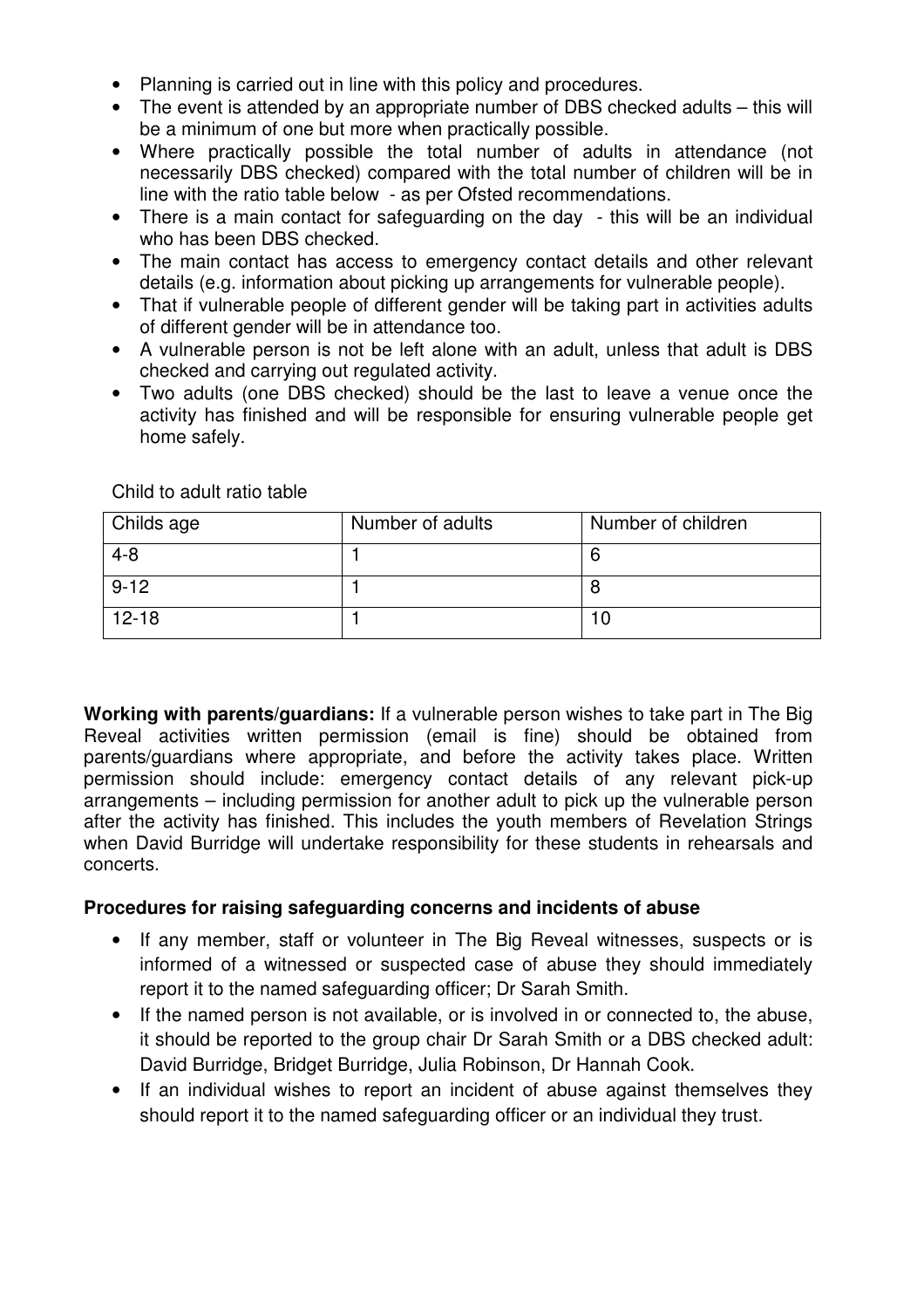- Planning is carried out in line with this policy and procedures.
- The event is attended by an appropriate number of DBS checked adults – this will be a minimum of one but more when practically possible.
- Where practically possible the total number of adults in attendance (not necessarily DBS checked) compared with the total number of children will be in line with the ratio table below - as per Ofsted recommendations.
- There is a main contact for safeguarding on the day - this will be an individual who has been DBS checked.
- The main contact has access to emergency contact details and other relevant details (e.g. information about picking up arrangements for vulnerable people).
- That if vulnerable people of different gender will be taking part in activities adults of different gender will be in attendance too.
- A vulnerable person is not be left alone with an adult, unless that adult is DBS checked and carrying out regulated activity.
- Two adults (one DBS checked) should be the last to leave a venue once the activity has finished and will be responsible for ensuring vulnerable people get home safely.

Child to adult ratio table

| Childs age | Number of adults | Number of children |
|---|---|---|
| 4-8 | 1 | 6 |
| 9-12 | 1 | 8 |
| 12-18 | 1 | 10 |

**Working with parents/guardians:** If a vulnerable person wishes to take part in The Big Reveal activities written permission (email is fine) should be obtained from parents/guardians where appropriate, and before the activity takes place. Written permission should include: emergency contact details of any relevant pick-up arrangements – including permission for another adult to pick up the vulnerable person after the activity has finished. This includes the youth members of Revelation Strings when David Burridge will undertake responsibility for these students in rehearsals and concerts.

**Procedures for raising safeguarding concerns and incidents of abuse**

- If any member, staff or volunteer in The Big Reveal witnesses, suspects or is informed of a witnessed or suspected case of abuse they should immediately report it to the named safeguarding officer; Dr Sarah Smith.
- If the named person is not available, or is involved in or connected to, the abuse, it should be reported to the group chair Dr Sarah Smith or a DBS checked adult: David Burridge, Bridget Burridge, Julia Robinson, Dr Hannah Cook.
- If an individual wishes to report an incident of abuse against themselves they should report it to the named safeguarding officer or an individual they trust.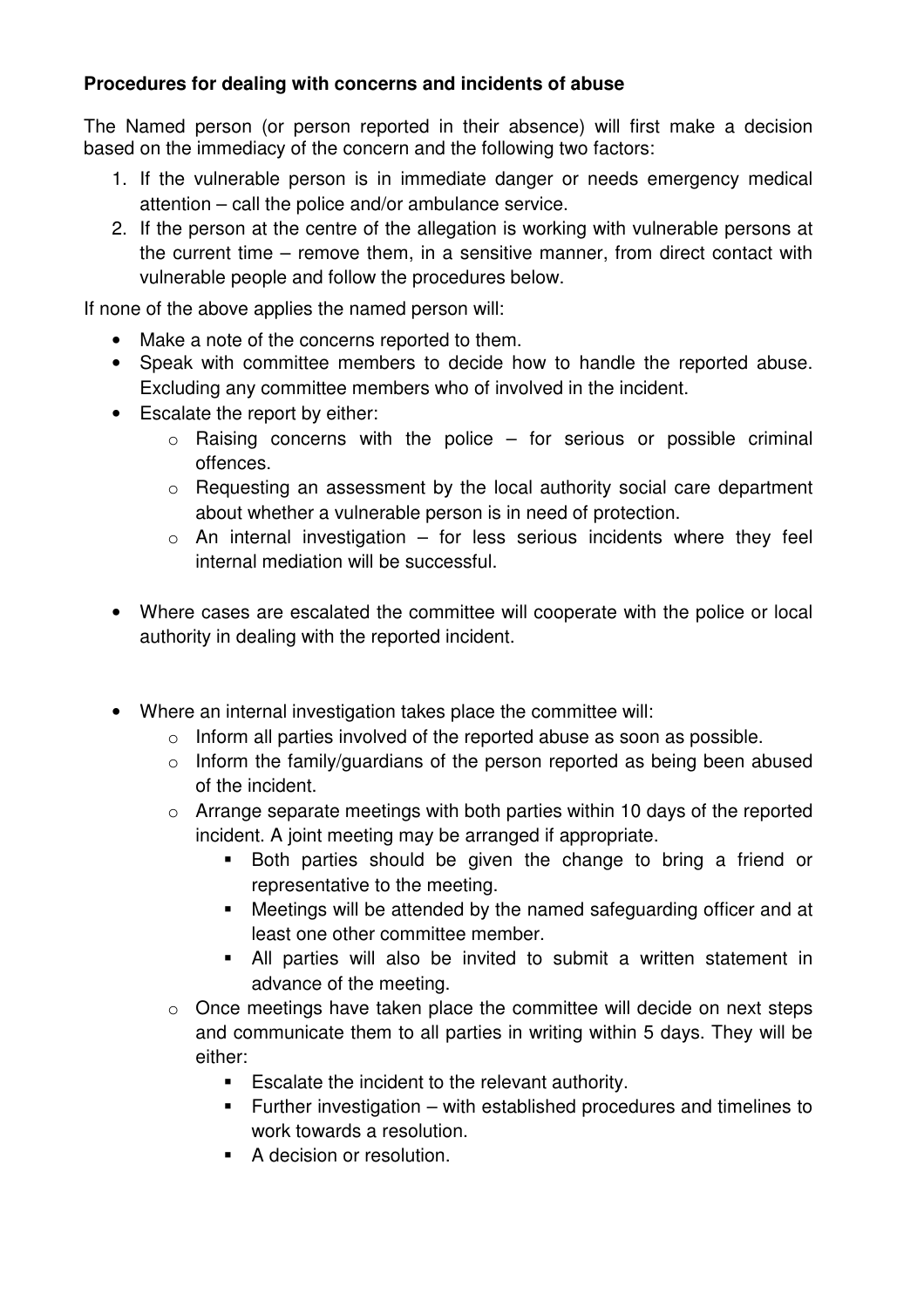**Procedures for dealing with concerns and incidents of abuse**

The Named person (or person reported in their absence) will first make a decision based on the immediacy of the concern and the following two factors:

1. If the vulnerable person is in immediate danger or needs emergency medical attention – call the police and/or ambulance service.
2. If the person at the centre of the allegation is working with vulnerable persons at the current time – remove them, in a sensitive manner, from direct contact with vulnerable people and follow the procedures below.

If none of the above applies the named person will:

- Make a note of the concerns reported to them.
- Speak with committee members to decide how to handle the reported abuse. Excluding any committee members who of involved in the incident.
- Escalate the report by either:
  - Raising concerns with the police – for serious or possible criminal offences.
  - Requesting an assessment by the local authority social care department about whether a vulnerable person is in need of protection.
  - An internal investigation – for less serious incidents where they feel internal mediation will be successful.

- Where cases are escalated the committee will cooperate with the police or local authority in dealing with the reported incident.

- Where an internal investigation takes place the committee will:
  - Inform all parties involved of the reported abuse as soon as possible.
  - Inform the family/guardians of the person reported as being been abused of the incident.
  - Arrange separate meetings with both parties within 10 days of the reported incident. A joint meeting may be arranged if appropriate.
    - Both parties should be given the change to bring a friend or representative to the meeting.
    - Meetings will be attended by the named safeguarding officer and at least one other committee member.
    - All parties will also be invited to submit a written statement in advance of the meeting.
  - Once meetings have taken place the committee will decide on next steps and communicate them to all parties in writing within 5 days. They will be either:
    - Escalate the incident to the relevant authority.
    - Further investigation – with established procedures and timelines to work towards a resolution.
    - A decision or resolution.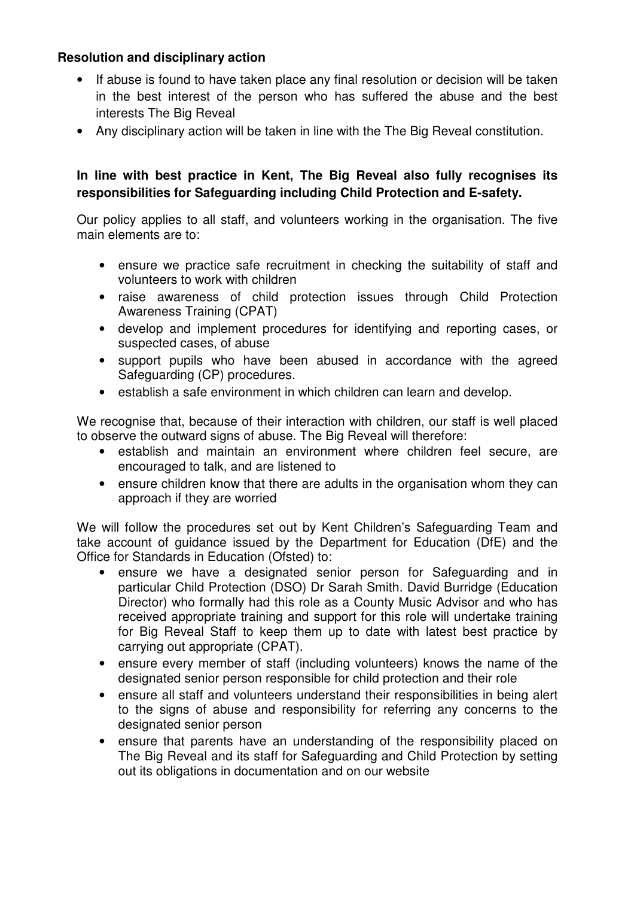**Resolution and disciplinary action**

- If abuse is found to have taken place any final resolution or decision will be taken in the best interest of the person who has suffered the abuse and the best interests The Big Reveal
- Any disciplinary action will be taken in line with the The Big Reveal constitution.

**In line with best practice in Kent, The Big Reveal also fully recognises its responsibilities for Safeguarding including Child Protection and E-safety.**

Our policy applies to all staff, and volunteers working in the organisation. The five main elements are to:

- ensure we practice safe recruitment in checking the suitability of staff and volunteers to work with children
- raise awareness of child protection issues through Child Protection Awareness Training (CPAT)
- develop and implement procedures for identifying and reporting cases, or suspected cases, of abuse
- support pupils who have been abused in accordance with the agreed Safeguarding (CP) procedures.
- establish a safe environment in which children can learn and develop.

We recognise that, because of their interaction with children, our staff is well placed to observe the outward signs of abuse. The Big Reveal will therefore:

- establish and maintain an environment where children feel secure, are encouraged to talk, and are listened to
- ensure children know that there are adults in the organisation whom they can approach if they are worried

We will follow the procedures set out by Kent Children's Safeguarding Team and take account of guidance issued by the Department for Education (DfE) and the Office for Standards in Education (Ofsted) to:

- ensure we have a designated senior person for Safeguarding and in particular Child Protection (DSO) Dr Sarah Smith. David Burridge (Education Director) who formally had this role as a County Music Advisor and who has received appropriate training and support for this role will undertake training for Big Reveal Staff to keep them up to date with latest best practice by carrying out appropriate (CPAT).
- ensure every member of staff (including volunteers) knows the name of the designated senior person responsible for child protection and their role
- ensure all staff and volunteers understand their responsibilities in being alert to the signs of abuse and responsibility for referring any concerns to the designated senior person
- ensure that parents have an understanding of the responsibility placed on The Big Reveal and its staff for Safeguarding and Child Protection by setting out its obligations in documentation and on our website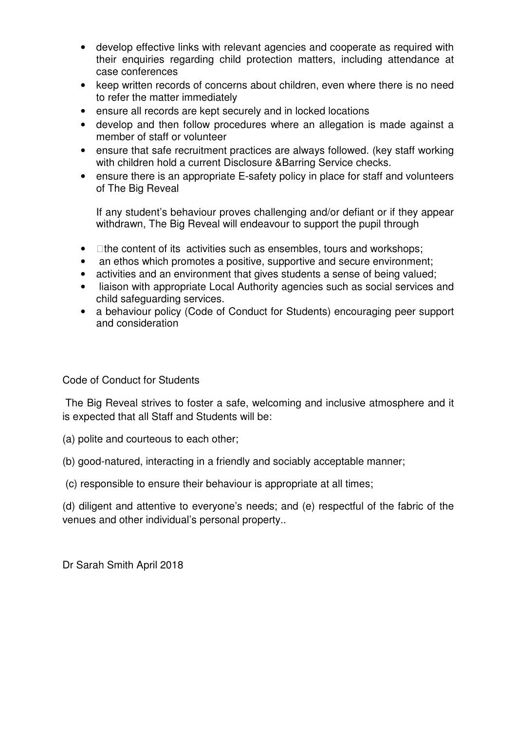- develop effective links with relevant agencies and cooperate as required with their enquiries regarding child protection matters, including attendance at case conferences
- keep written records of concerns about children, even where there is no need to refer the matter immediately
- ensure all records are kept securely and in locked locations
- develop and then follow procedures where an allegation is made against a member of staff or volunteer
- ensure that safe recruitment practices are always followed. (key staff working with children hold a current Disclosure &Barring Service checks.
- ensure there is an appropriate E-safety policy in place for staff and volunteers of The Big Reveal

  If any student's behaviour proves challenging and/or defiant or if they appear withdrawn, The Big Reveal will endeavour to support the pupil through

- the content of its activities such as ensembles, tours and workshops;
- an ethos which promotes a positive, supportive and secure environment;
- activities and an environment that gives students a sense of being valued;
- liaison with appropriate Local Authority agencies such as social services and child safeguarding services.
- a behaviour policy (Code of Conduct for Students) encouraging peer support and consideration

Code of Conduct for Students

The Big Reveal strives to foster a safe, welcoming and inclusive atmosphere and it is expected that all Staff and Students will be:

(a) polite and courteous to each other;

(b) good-natured, interacting in a friendly and sociably acceptable manner;

(c) responsible to ensure their behaviour is appropriate at all times;

(d) diligent and attentive to everyone's needs; and (e) respectful of the fabric of the venues and other individual's personal property..

Dr Sarah Smith April 2018